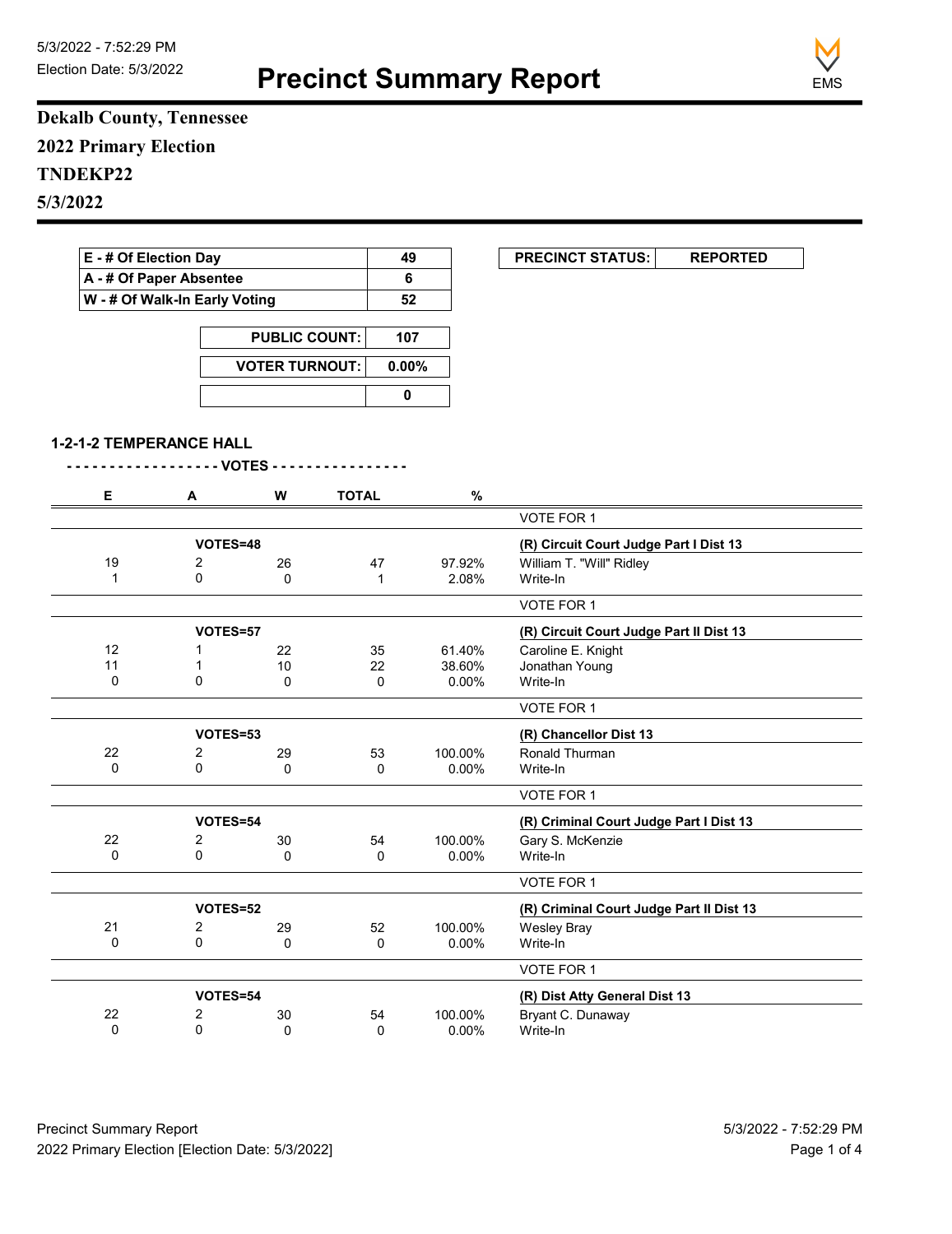5/3/2022 - 7:52:29 PM
Election Date: 5/3/2022

# Precinct Summary Report

EMS

**Dekalb County, Tennessee**
**2022 Primary Election**
**TNDEKP22**
**5/3/2022**

| E - # Of Election Day | 49 |
|---|---|
| A - # Of Paper Absentee | 6 |
| W - # Of Walk-In Early Voting | 52 |

| PUBLIC COUNT: | 107 |
|---|---|
| VOTER TURNOUT: | 0.00% |
| | 0 |

| PRECINCT STATUS: | REPORTED |
|---|---|

### 1-2-1-2 TEMPERANCE HALL

- - - - - - - - - - - - - - - - - - VOTES - - - - - - - - - - - - - - - -

| E | A | W | TOTAL | % | |
|---|---|---|---|---|---|
| | | | | | VOTE FOR 1 |
| | VOTES=48 | | | | **(R) Circuit Court Judge Part I Dist 13** |
| 19 | 2 | 26 | 47 | 97.92% | William T. "Will" Ridley |
| 1 | 0 | 0 | 1 | 2.08% | Write-In |
| | | | | | VOTE FOR 1 |
| | VOTES=57 | | | | **(R) Circuit Court Judge Part II Dist 13** |
| 12 | 1 | 22 | 35 | 61.40% | Caroline E. Knight |
| 11 | 1 | 10 | 22 | 38.60% | Jonathan Young |
| 0 | 0 | 0 | 0 | 0.00% | Write-In |
| | | | | | VOTE FOR 1 |
| | VOTES=53 | | | | **(R) Chancellor Dist 13** |
| 22 | 2 | 29 | 53 | 100.00% | Ronald Thurman |
| 0 | 0 | 0 | 0 | 0.00% | Write-In |
| | | | | | VOTE FOR 1 |
| | VOTES=54 | | | | **(R) Criminal Court Judge Part I Dist 13** |
| 22 | 2 | 30 | 54 | 100.00% | Gary S. McKenzie |
| 0 | 0 | 0 | 0 | 0.00% | Write-In |
| | | | | | VOTE FOR 1 |
| | VOTES=52 | | | | **(R) Criminal Court Judge Part II Dist 13** |
| 21 | 2 | 29 | 52 | 100.00% | Wesley Bray |
| 0 | 0 | 0 | 0 | 0.00% | Write-In |
| | | | | | VOTE FOR 1 |
| | VOTES=54 | | | | **(R) Dist Atty General Dist 13** |
| 22 | 2 | 30 | 54 | 100.00% | Bryant C. Dunaway |
| 0 | 0 | 0 | 0 | 0.00% | Write-In |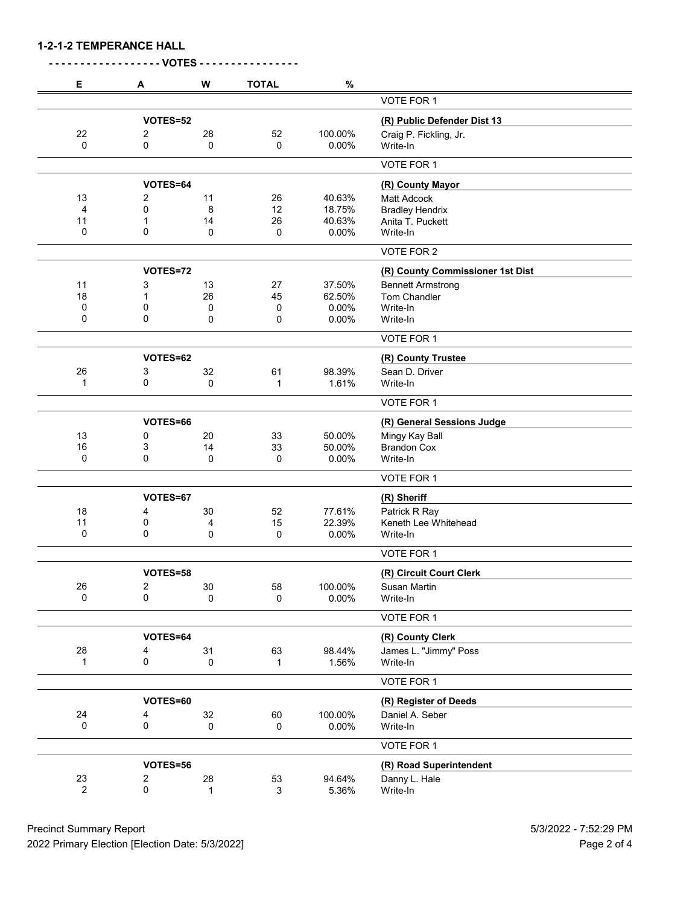**1-2-1-2 TEMPERANCE HALL**

**- - - - - - - - - - - - - - - - - - VOTES - - - - - - - - - - - - - - - -**

| E | A | W | TOTAL | % | |
|---|---|---|---|---|---|
| | | | | | VOTE FOR 1 |
| | VOTES=52 | | | | **(R) Public Defender Dist 13** |
| 22 | 2 | 28 | 52 | 100.00% | Craig P. Fickling, Jr. |
| 0 | 0 | 0 | 0 | 0.00% | Write-In |
| | | | | | VOTE FOR 1 |
| | VOTES=64 | | | | **(R) County Mayor** |
| 13 | 2 | 11 | 26 | 40.63% | Matt Adcock |
| 4 | 0 | 8 | 12 | 18.75% | Bradley Hendrix |
| 11 | 1 | 14 | 26 | 40.63% | Anita T. Puckett |
| 0 | 0 | 0 | 0 | 0.00% | Write-In |
| | | | | | VOTE FOR 2 |
| | VOTES=72 | | | | **(R) County Commissioner 1st Dist** |
| 11 | 3 | 13 | 27 | 37.50% | Bennett Armstrong |
| 18 | 1 | 26 | 45 | 62.50% | Tom Chandler |
| 0 | 0 | 0 | 0 | 0.00% | Write-In |
| 0 | 0 | 0 | 0 | 0.00% | Write-In |
| | | | | | VOTE FOR 1 |
| | VOTES=62 | | | | **(R) County Trustee** |
| 26 | 3 | 32 | 61 | 98.39% | Sean D. Driver |
| 1 | 0 | 0 | 1 | 1.61% | Write-In |
| | | | | | VOTE FOR 1 |
| | VOTES=66 | | | | **(R) General Sessions Judge** |
| 13 | 0 | 20 | 33 | 50.00% | Mingy Kay Ball |
| 16 | 3 | 14 | 33 | 50.00% | Brandon Cox |
| 0 | 0 | 0 | 0 | 0.00% | Write-In |
| | | | | | VOTE FOR 1 |
| | VOTES=67 | | | | **(R) Sheriff** |
| 18 | 4 | 30 | 52 | 77.61% | Patrick R Ray |
| 11 | 0 | 4 | 15 | 22.39% | Keneth Lee Whitehead |
| 0 | 0 | 0 | 0 | 0.00% | Write-In |
| | | | | | VOTE FOR 1 |
| | VOTES=58 | | | | **(R) Circuit Court Clerk** |
| 26 | 2 | 30 | 58 | 100.00% | Susan Martin |
| 0 | 0 | 0 | 0 | 0.00% | Write-In |
| | | | | | VOTE FOR 1 |
| | VOTES=64 | | | | **(R) County Clerk** |
| 28 | 4 | 31 | 63 | 98.44% | James L. "Jimmy" Poss |
| 1 | 0 | 0 | 1 | 1.56% | Write-In |
| | | | | | VOTE FOR 1 |
| | VOTES=60 | | | | **(R) Register of Deeds** |
| 24 | 4 | 32 | 60 | 100.00% | Daniel A. Seber |
| 0 | 0 | 0 | 0 | 0.00% | Write-In |
| | | | | | VOTE FOR 1 |
| | VOTES=56 | | | | **(R) Road Superintendent** |
| 23 | 2 | 28 | 53 | 94.64% | Danny L. Hale |
| 2 | 0 | 1 | 3 | 5.36% | Write-In |

Precinct Summary Report
2022 Primary Election [Election Date: 5/3/2022]
5/3/2022 - 7:52:29 PM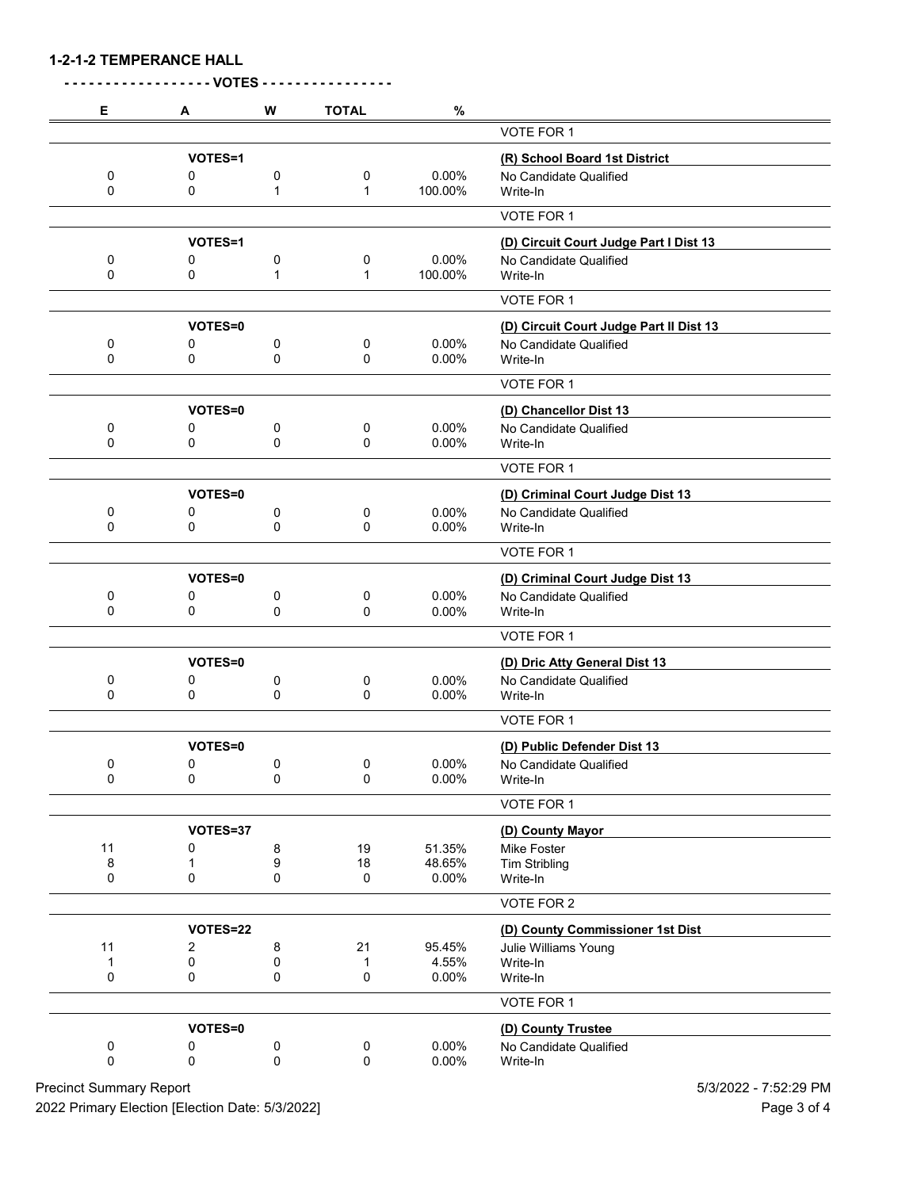## 1-2-1-2 TEMPERANCE HALL

- - - - - - - - - - - - - - - - - VOTES - - - - - - - - - - - - - - -

| E | A | W | TOTAL | % | |
|---|---|---|---|---|---|
| | | | | | VOTE FOR 1 |
| | VOTES=1 | | | | **(R) School Board 1st District** |
| 0 | 0 | 0 | 0 | 0.00% | No Candidate Qualified |
| 0 | 0 | 1 | 1 | 100.00% | Write-In |
| | | | | | VOTE FOR 1 |
| | VOTES=1 | | | | **(D) Circuit Court Judge Part I Dist 13** |
| 0 | 0 | 0 | 0 | 0.00% | No Candidate Qualified |
| 0 | 0 | 1 | 1 | 100.00% | Write-In |
| | | | | | VOTE FOR 1 |
| | VOTES=0 | | | | **(D) Circuit Court Judge Part II Dist 13** |
| 0 | 0 | 0 | 0 | 0.00% | No Candidate Qualified |
| 0 | 0 | 0 | 0 | 0.00% | Write-In |
| | | | | | VOTE FOR 1 |
| | VOTES=0 | | | | **(D) Chancellor Dist 13** |
| 0 | 0 | 0 | 0 | 0.00% | No Candidate Qualified |
| 0 | 0 | 0 | 0 | 0.00% | Write-In |
| | | | | | VOTE FOR 1 |
| | VOTES=0 | | | | **(D) Criminal Court Judge Dist 13** |
| 0 | 0 | 0 | 0 | 0.00% | No Candidate Qualified |
| 0 | 0 | 0 | 0 | 0.00% | Write-In |
| | | | | | VOTE FOR 1 |
| | VOTES=0 | | | | **(D) Criminal Court Judge Dist 13** |
| 0 | 0 | 0 | 0 | 0.00% | No Candidate Qualified |
| 0 | 0 | 0 | 0 | 0.00% | Write-In |
| | | | | | VOTE FOR 1 |
| | VOTES=0 | | | | **(D) Dric Atty General Dist 13** |
| 0 | 0 | 0 | 0 | 0.00% | No Candidate Qualified |
| 0 | 0 | 0 | 0 | 0.00% | Write-In |
| | | | | | VOTE FOR 1 |
| | VOTES=0 | | | | **(D) Public Defender Dist 13** |
| 0 | 0 | 0 | 0 | 0.00% | No Candidate Qualified |
| 0 | 0 | 0 | 0 | 0.00% | Write-In |
| | | | | | VOTE FOR 1 |
| | VOTES=37 | | | | **(D) County Mayor** |
| 11 | 0 | 8 | 19 | 51.35% | Mike Foster |
| 8 | 1 | 9 | 18 | 48.65% | Tim Stribling |
| 0 | 0 | 0 | 0 | 0.00% | Write-In |
| | | | | | VOTE FOR 2 |
| | VOTES=22 | | | | **(D) County Commissioner 1st Dist** |
| 11 | 2 | 8 | 21 | 95.45% | Julie Williams Young |
| 1 | 0 | 0 | 1 | 4.55% | Write-In |
| 0 | 0 | 0 | 0 | 0.00% | Write-In |
| | | | | | VOTE FOR 1 |
| | VOTES=0 | | | | **(D) County Trustee** |
| 0 | 0 | 0 | 0 | 0.00% | No Candidate Qualified |
| 0 | 0 | 0 | 0 | 0.00% | Write-In |

Precinct Summary Report — 5/3/2022 - 7:52:29 PM

2022 Primary Election [Election Date: 5/3/2022]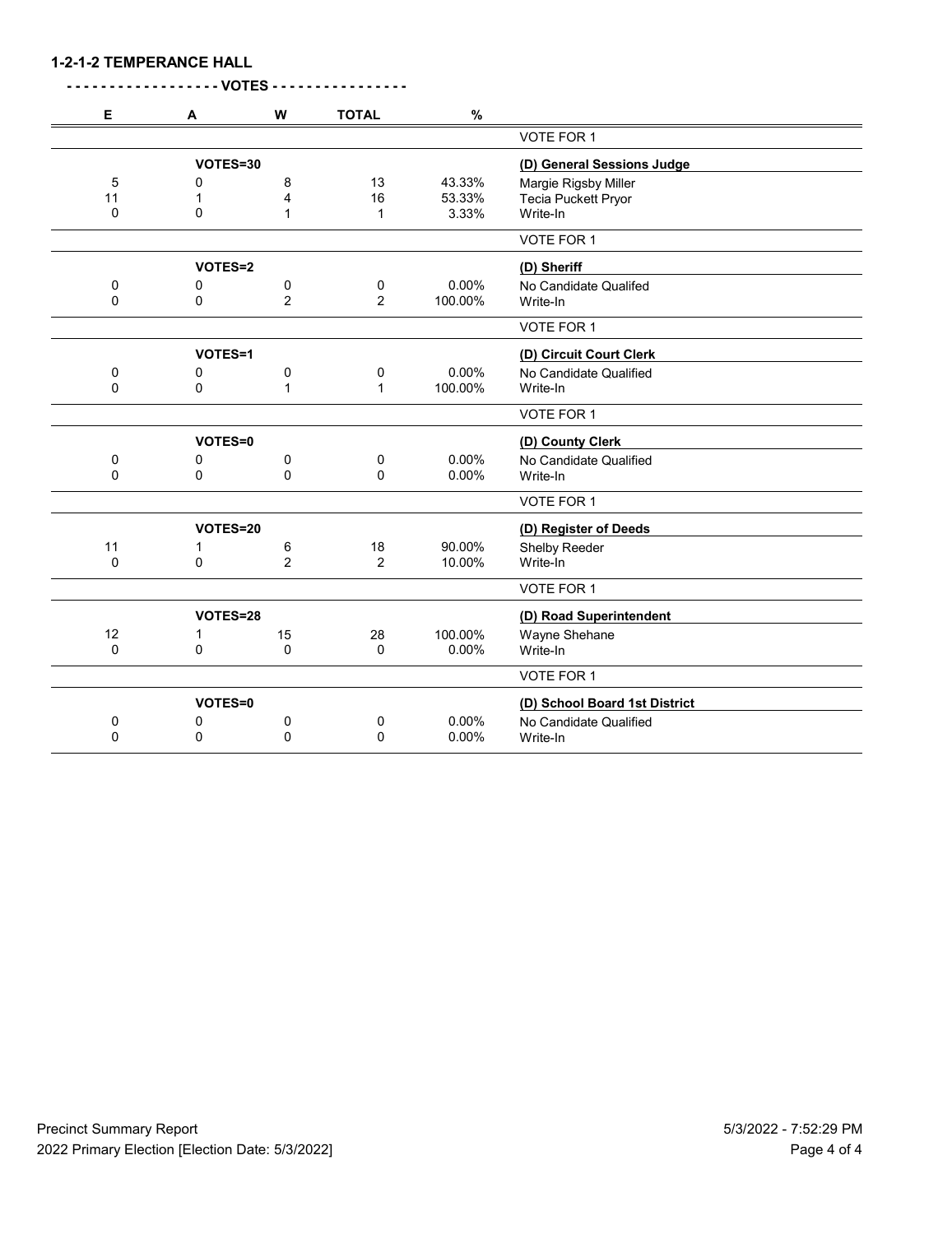**1-2-1-2 TEMPERANCE HALL**

**- - - - - - - - - - - - - - - - - - VOTES - - - - - - - - - - - - - - - -**

| E | A | W | TOTAL | % | |
|---|---|---|---|---|---|
| | | | | | VOTE FOR 1 |
| | VOTES=30 | | | | **(D) General Sessions Judge** |
| 5 | 0 | 8 | 13 | 43.33% | Margie Rigsby Miller |
| 11 | 1 | 4 | 16 | 53.33% | Tecia Puckett Pryor |
| 0 | 0 | 1 | 1 | 3.33% | Write-In |
| | | | | | VOTE FOR 1 |
| | VOTES=2 | | | | **(D) Sheriff** |
| 0 | 0 | 0 | 0 | 0.00% | No Candidate Qualifed |
| 0 | 0 | 2 | 2 | 100.00% | Write-In |
| | | | | | VOTE FOR 1 |
| | VOTES=1 | | | | **(D) Circuit Court Clerk** |
| 0 | 0 | 0 | 0 | 0.00% | No Candidate Qualified |
| 0 | 0 | 1 | 1 | 100.00% | Write-In |
| | | | | | VOTE FOR 1 |
| | VOTES=0 | | | | **(D) County Clerk** |
| 0 | 0 | 0 | 0 | 0.00% | No Candidate Qualified |
| 0 | 0 | 0 | 0 | 0.00% | Write-In |
| | | | | | VOTE FOR 1 |
| | VOTES=20 | | | | **(D) Register of Deeds** |
| 11 | 1 | 6 | 18 | 90.00% | Shelby Reeder |
| 0 | 0 | 2 | 2 | 10.00% | Write-In |
| | | | | | VOTE FOR 1 |
| | VOTES=28 | | | | **(D) Road Superintendent** |
| 12 | 1 | 15 | 28 | 100.00% | Wayne Shehane |
| 0 | 0 | 0 | 0 | 0.00% | Write-In |
| | | | | | VOTE FOR 1 |
| | VOTES=0 | | | | **(D) School Board 1st District** |
| 0 | 0 | 0 | 0 | 0.00% | No Candidate Qualified |
| 0 | 0 | 0 | 0 | 0.00% | Write-In |

Precinct Summary Report
2022 Primary Election [Election Date: 5/3/2022]

5/3/2022 - 7:52:29 PM